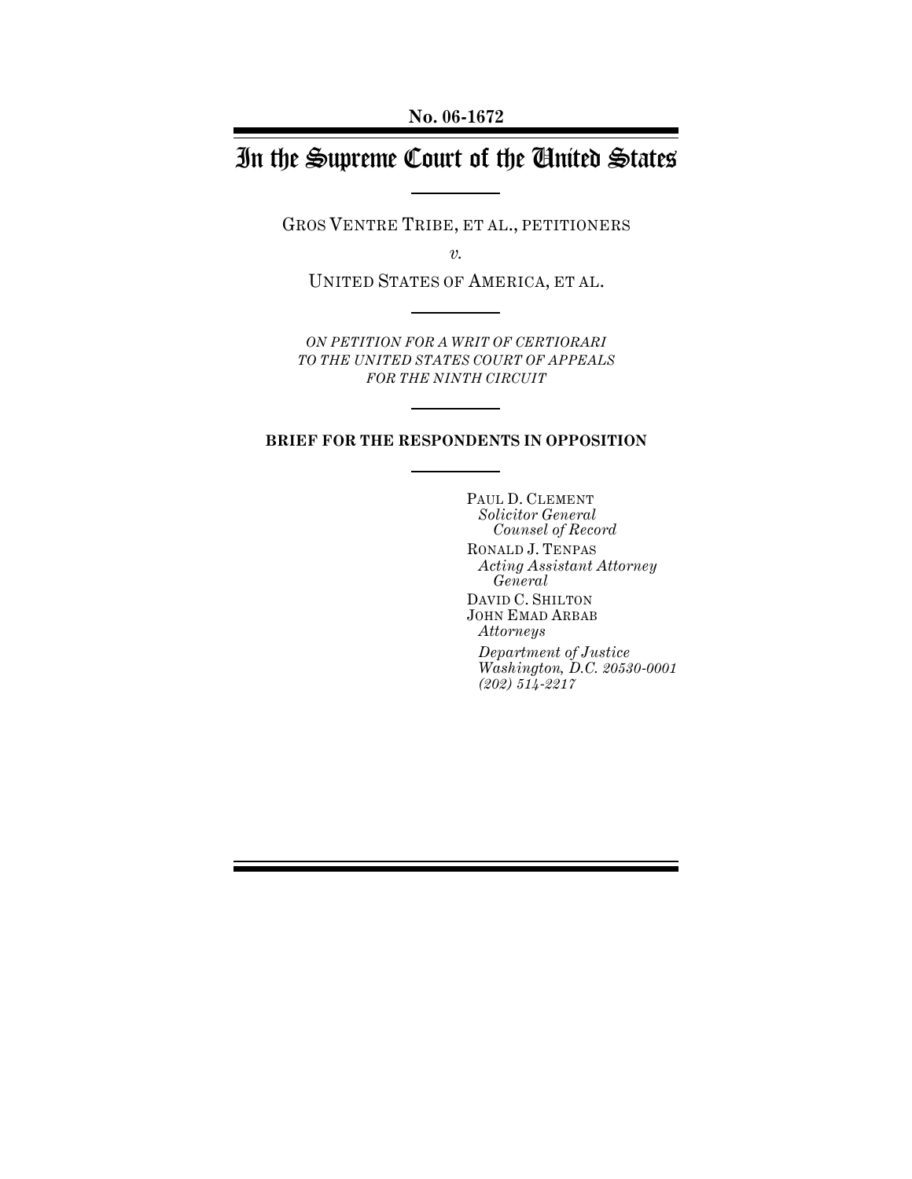**No. 06-1672**

# In the Supreme Court of the United States

GROS VENTRE TRIBE, ET AL., PETITIONERS

*v.*

UNITED STATES OF AMERICA, ET AL.

*ON PETITION FOR A WRIT OF CERTIORARI TO THE UNITED STATES COURT OF APPEALS FOR THE NINTH CIRCUIT*

**BRIEF FOR THE RESPONDENTS IN OPPOSITION**

PAUL D. CLEMENT
*Solicitor General*
*Counsel of Record*

RONALD J. TENPAS
*Acting Assistant Attorney General*

DAVID C. SHILTON
JOHN EMAD ARBAB
*Attorneys*

*Department of Justice*
*Washington, D.C. 20530-0001*
*(202) 514-2217*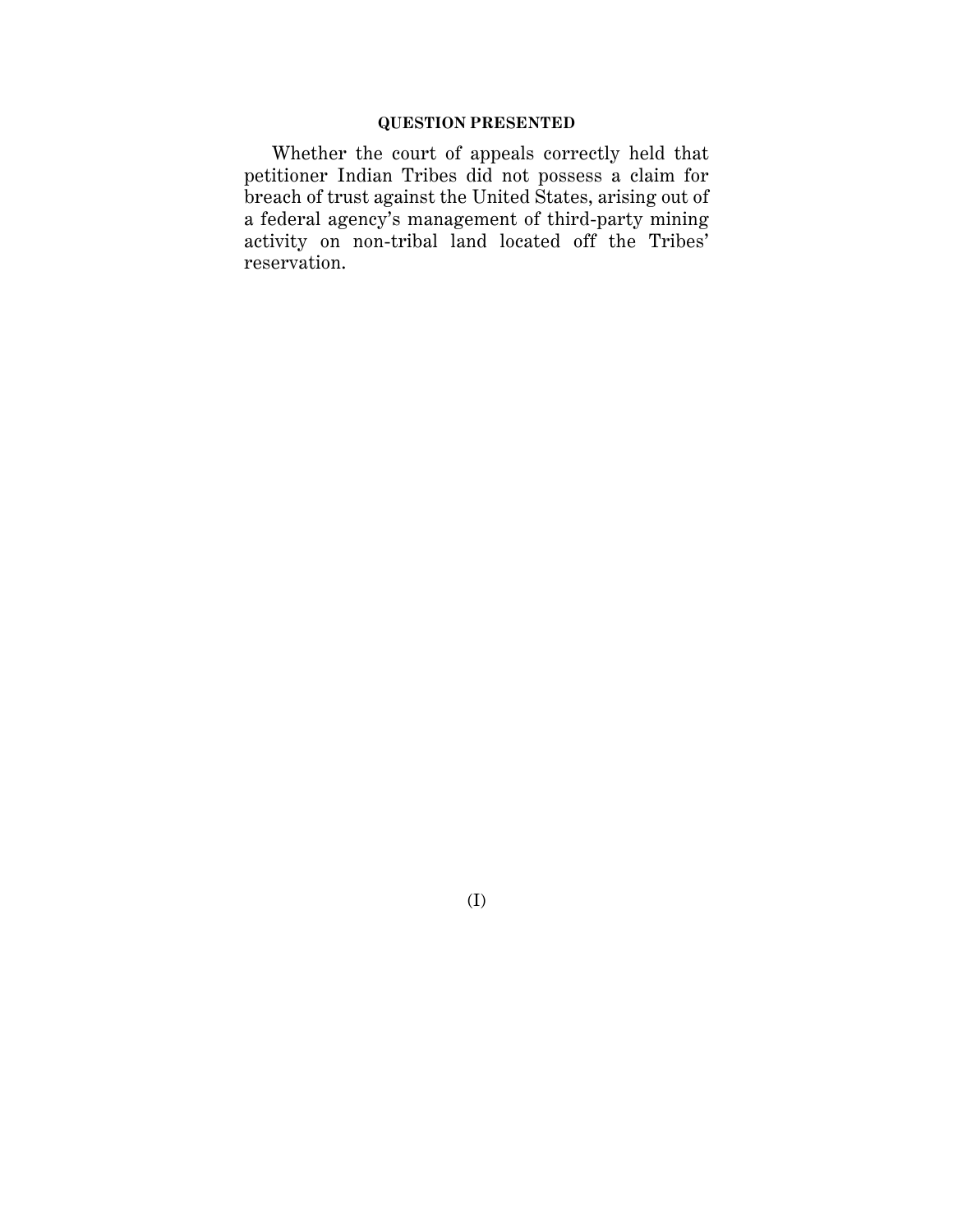## QUESTION PRESENTED

Whether the court of appeals correctly held that petitioner Indian Tribes did not possess a claim for breach of trust against the United States, arising out of a federal agency's management of third-party mining activity on non-tribal land located off the Tribes' reservation.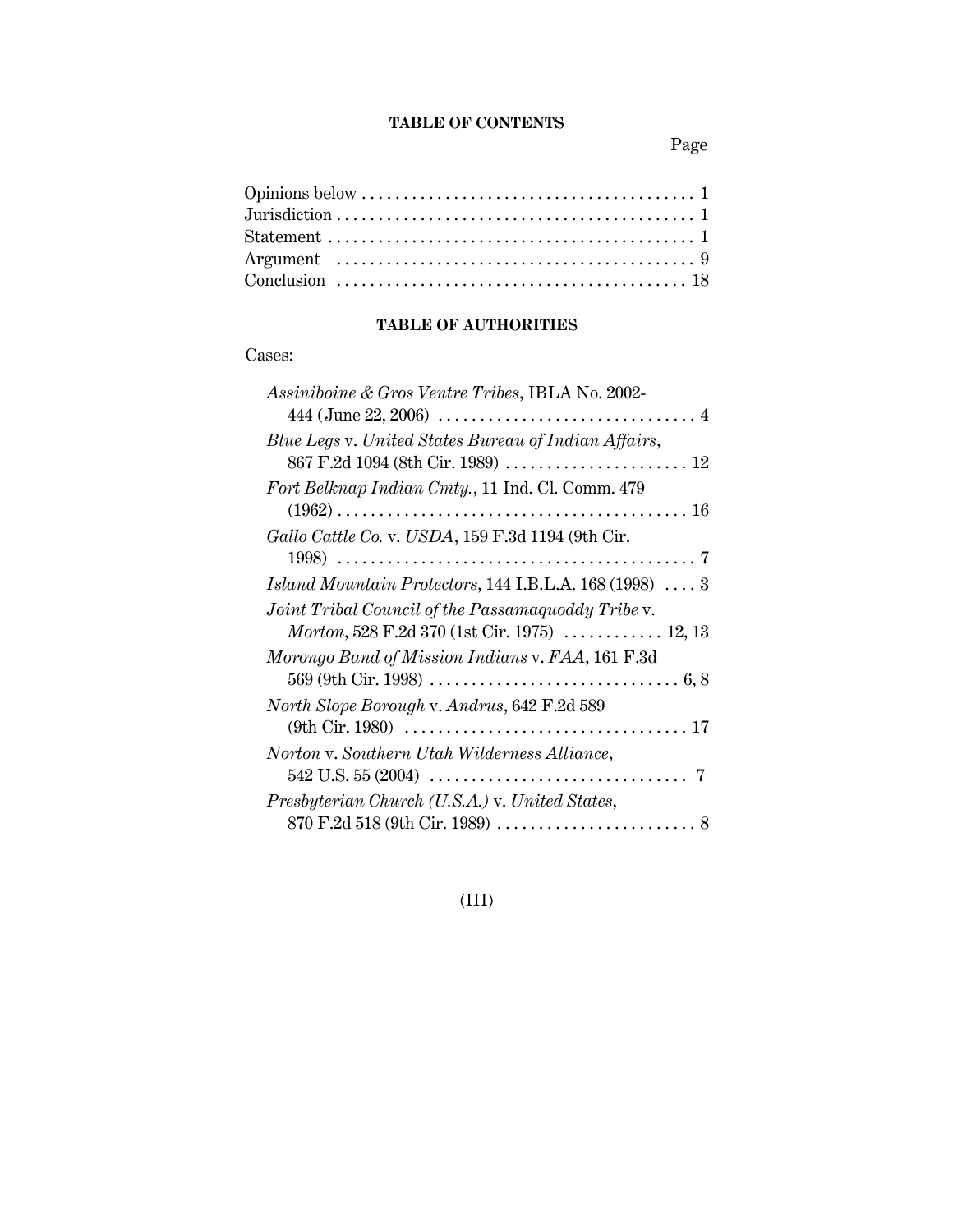## TABLE OF CONTENTS

| | Page |
|---|---|
| Opinions below | 1 |
| Jurisdiction | 1 |
| Statement | 1 |
| Argument | 9 |
| Conclusion | 18 |

## TABLE OF AUTHORITIES

Cases:

- *Assiniboine & Gros Ventre Tribes*, IBLA No. 2002-444 (June 22, 2006) . . . . 4
- *Blue Legs* v. *United States Bureau of Indian Affairs*, 867 F.2d 1094 (8th Cir. 1989) . . . . 12
- *Fort Belknap Indian Cmty.*, 11 Ind. Cl. Comm. 479 (1962) . . . . 16
- *Gallo Cattle Co.* v. *USDA*, 159 F.3d 1194 (9th Cir. 1998) . . . . 7
- *Island Mountain Protectors*, 144 I.B.L.A. 168 (1998) . . . . 3
- *Joint Tribal Council of the Passamaquoddy Tribe* v. *Morton*, 528 F.2d 370 (1st Cir. 1975) . . . . 12, 13
- *Morongo Band of Mission Indians* v. *FAA*, 161 F.3d 569 (9th Cir. 1998) . . . . 6, 8
- *North Slope Borough* v. *Andrus*, 642 F.2d 589 (9th Cir. 1980) . . . . 17
- *Norton* v. *Southern Utah Wilderness Alliance*, 542 U.S. 55 (2004) . . . . 7
- *Presbyterian Church (U.S.A.)* v. *United States*, 870 F.2d 518 (9th Cir. 1989) . . . . 8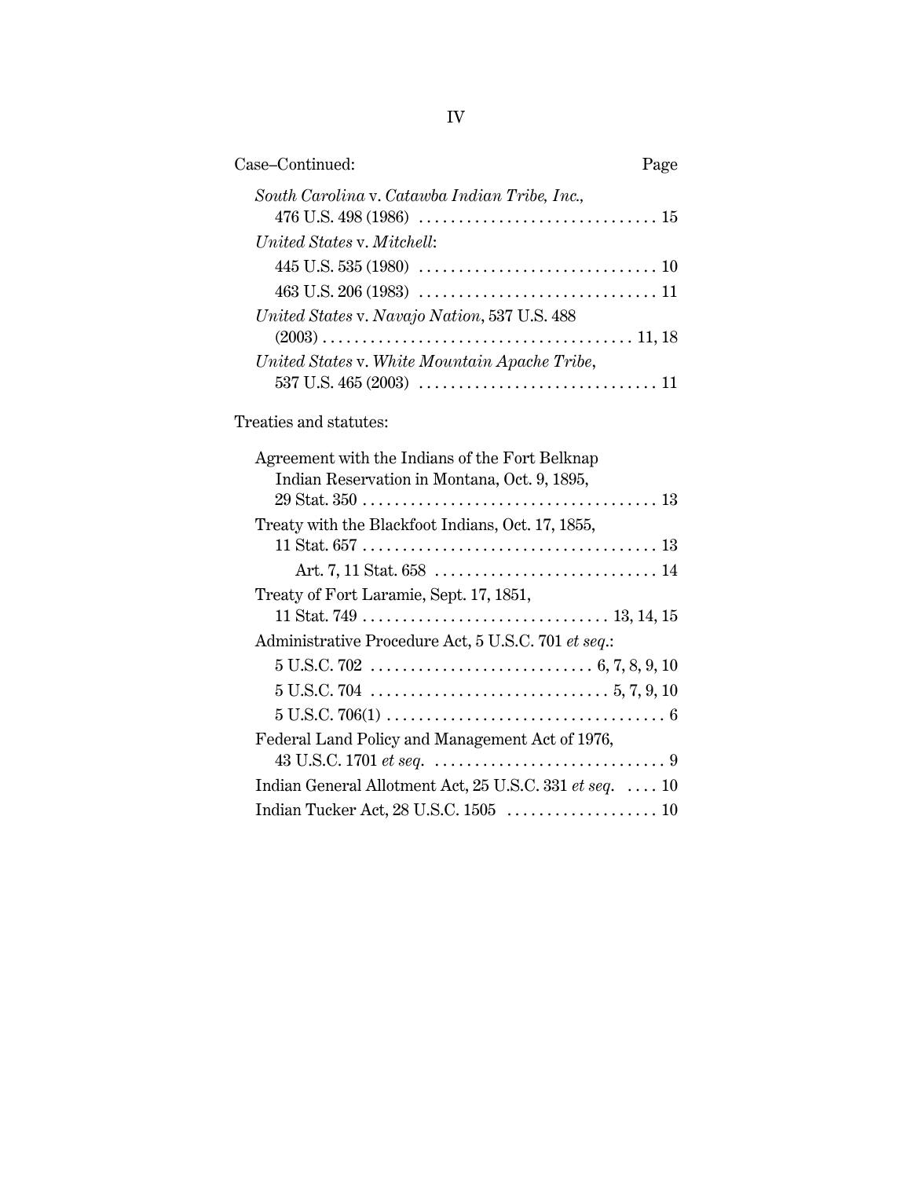Case–Continued: Page

*South Carolina* v. *Catawba Indian Tribe, Inc.*, 476 U.S. 498 (1986) . . . . . . . . . . . . . . . . . . . . . . . . . . . . . . 15

*United States* v. *Mitchell*:

- 445 U.S. 535 (1980) . . . . . . . . . . . . . . . . . . . . . . . . . . . . . . 10
- 463 U.S. 206 (1983) . . . . . . . . . . . . . . . . . . . . . . . . . . . . . . 11

*United States* v. *Navajo Nation*, 537 U.S. 488 (2003) . . . . . . . . . . . . . . . . . . . . . . . . . . . . . . . . . . . . . . . 11, 18

*United States* v. *White Mountain Apache Tribe*, 537 U.S. 465 (2003) . . . . . . . . . . . . . . . . . . . . . . . . . . . . . . 11

Treaties and statutes:

Agreement with the Indians of the Fort Belknap Indian Reservation in Montana, Oct. 9, 1895, 29 Stat. 350 . . . . . . . . . . . . . . . . . . . . . . . . . . . . . . . . . . . . . 13

Treaty with the Blackfoot Indians, Oct. 17, 1855, 11 Stat. 657 . . . . . . . . . . . . . . . . . . . . . . . . . . . . . . . . . . . . . 13

- Art. 7, 11 Stat. 658 . . . . . . . . . . . . . . . . . . . . . . . . . . . . 14

Treaty of Fort Laramie, Sept. 17, 1851, 11 Stat. 749 . . . . . . . . . . . . . . . . . . . . . . . . . . . . . . . 13, 14, 15

Administrative Procedure Act, 5 U.S.C. 701 *et seq.*:

- 5 U.S.C. 702 . . . . . . . . . . . . . . . . . . . . . . . . . . . . 6, 7, 8, 9, 10
- 5 U.S.C. 704 . . . . . . . . . . . . . . . . . . . . . . . . . . . . . . 5, 7, 9, 10
- 5 U.S.C. 706(1) . . . . . . . . . . . . . . . . . . . . . . . . . . . . . . . . . . . 6

Federal Land Policy and Management Act of 1976, 43 U.S.C. 1701 *et seq.* . . . . . . . . . . . . . . . . . . . . . . . . . . . . . 9

Indian General Allotment Act, 25 U.S.C. 331 *et seq.* . . . . 10

Indian Tucker Act, 28 U.S.C. 1505 . . . . . . . . . . . . . . . . . . . 10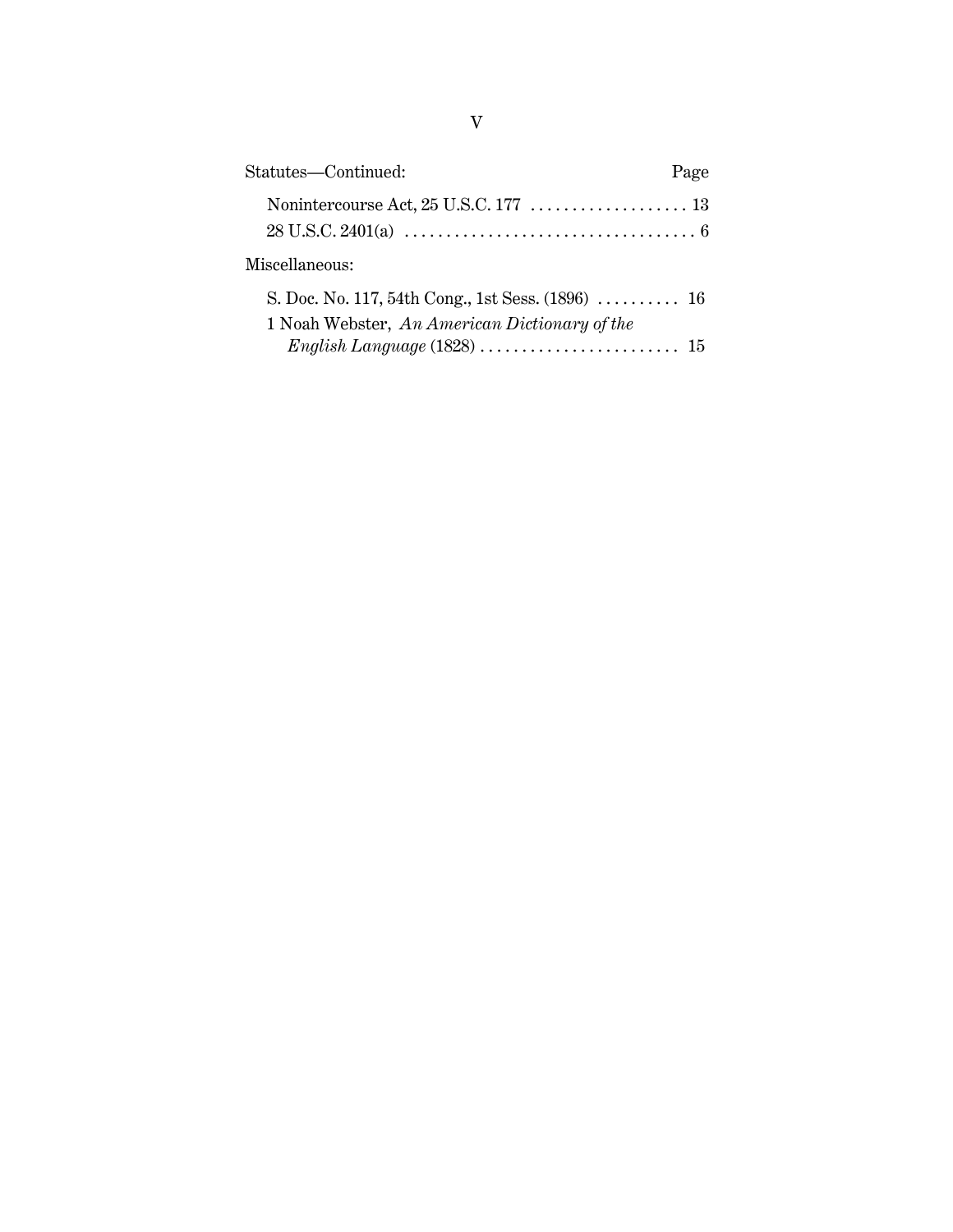Statutes—Continued: Page

Nonintercourse Act, 25 U.S.C. 177 .................. 13

28 U.S.C. 2401(a) .................................. 6

Miscellaneous:

S. Doc. No. 117, 54th Cong., 1st Sess. (1896) .......... 16

1 Noah Webster, *An American Dictionary of the English Language* (1828) ........................ 15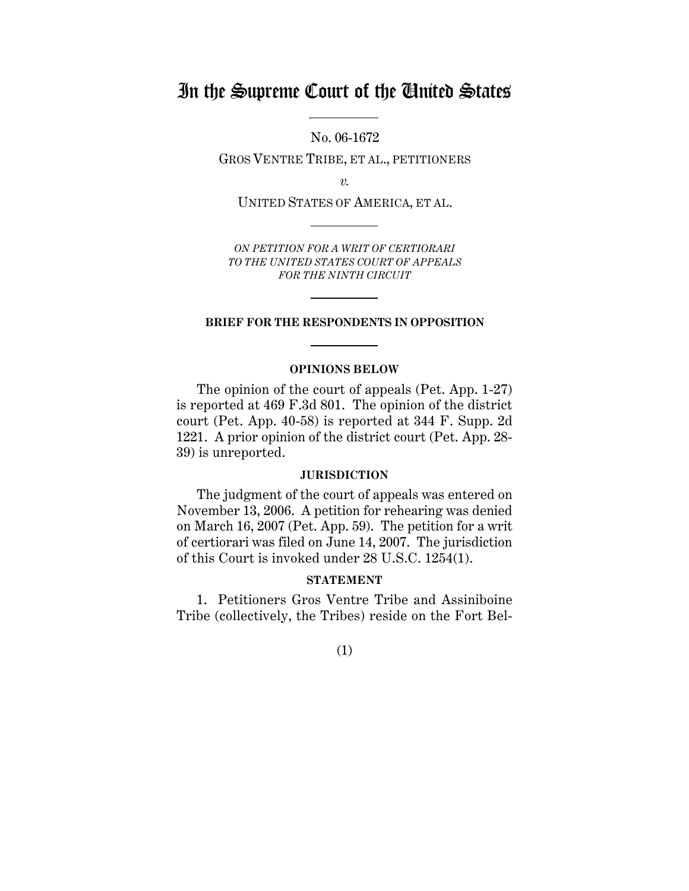# In the Supreme Court of the United States

No. 06-1672

GROS VENTRE TRIBE, ET AL., PETITIONERS

*v.*

UNITED STATES OF AMERICA, ET AL.

*ON PETITION FOR A WRIT OF CERTIORARI TO THE UNITED STATES COURT OF APPEALS FOR THE NINTH CIRCUIT*

**BRIEF FOR THE RESPONDENTS IN OPPOSITION**

**OPINIONS BELOW**

The opinion of the court of appeals (Pet. App. 1-27) is reported at 469 F.3d 801. The opinion of the district court (Pet. App. 40-58) is reported at 344 F. Supp. 2d 1221. A prior opinion of the district court (Pet. App. 28-39) is unreported.

**JURISDICTION**

The judgment of the court of appeals was entered on November 13, 2006. A petition for rehearing was denied on March 16, 2007 (Pet. App. 59). The petition for a writ of certiorari was filed on June 14, 2007. The jurisdiction of this Court is invoked under 28 U.S.C. 1254(1).

**STATEMENT**

1. Petitioners Gros Ventre Tribe and Assiniboine Tribe (collectively, the Tribes) reside on the Fort Bel-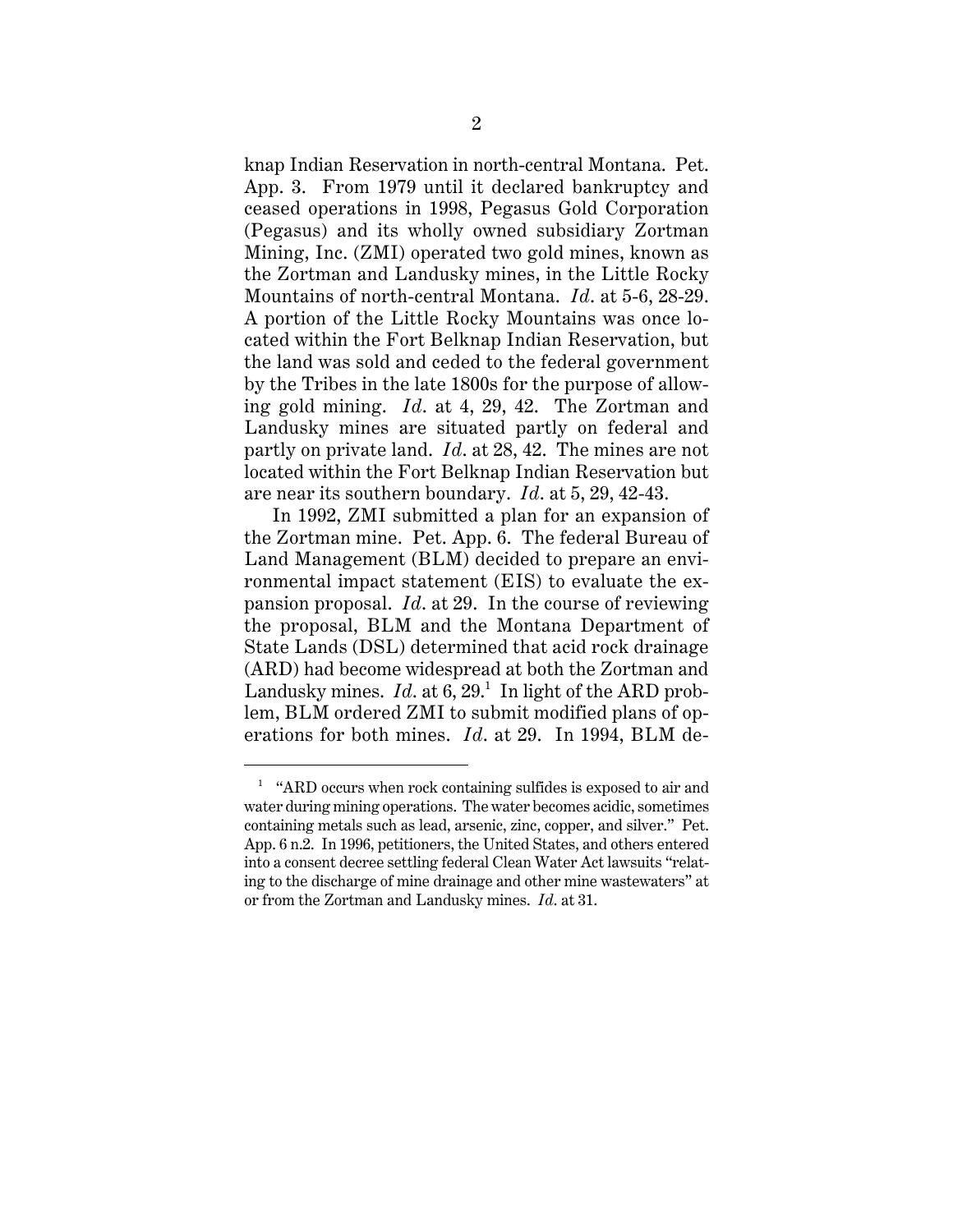knap Indian Reservation in north-central Montana. Pet. App. 3. From 1979 until it declared bankruptcy and ceased operations in 1998, Pegasus Gold Corporation (Pegasus) and its wholly owned subsidiary Zortman Mining, Inc. (ZMI) operated two gold mines, known as the Zortman and Landusky mines, in the Little Rocky Mountains of north-central Montana. *Id*. at 5-6, 28-29. A portion of the Little Rocky Mountains was once located within the Fort Belknap Indian Reservation, but the land was sold and ceded to the federal government by the Tribes in the late 1800s for the purpose of allowing gold mining. *Id*. at 4, 29, 42. The Zortman and Landusky mines are situated partly on federal and partly on private land. *Id*. at 28, 42. The mines are not located within the Fort Belknap Indian Reservation but are near its southern boundary. *Id*. at 5, 29, 42-43.

In 1992, ZMI submitted a plan for an expansion of the Zortman mine. Pet. App. 6. The federal Bureau of Land Management (BLM) decided to prepare an environmental impact statement (EIS) to evaluate the expansion proposal. *Id*. at 29. In the course of reviewing the proposal, BLM and the Montana Department of State Lands (DSL) determined that acid rock drainage (ARD) had become widespread at both the Zortman and Landusky mines. *Id*. at 6, 29.[1] In light of the ARD problem, BLM ordered ZMI to submit modified plans of operations for both mines. *Id*. at 29. In 1994, BLM de-

[1] "ARD occurs when rock containing sulfides is exposed to air and water during mining operations. The water becomes acidic, sometimes containing metals such as lead, arsenic, zinc, copper, and silver." Pet. App. 6 n.2. In 1996, petitioners, the United States, and others entered into a consent decree settling federal Clean Water Act lawsuits "relating to the discharge of mine drainage and other mine wastewaters" at or from the Zortman and Landusky mines. *Id*. at 31.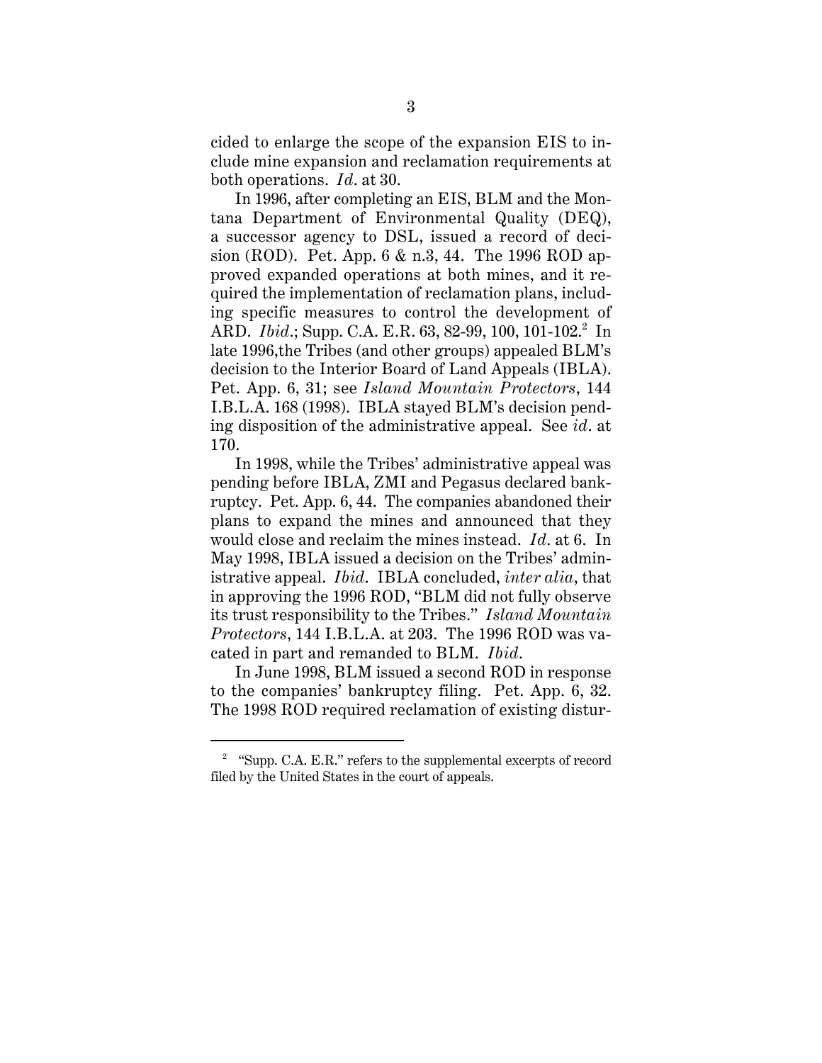cided to enlarge the scope of the expansion EIS to include mine expansion and reclamation requirements at both operations. *Id*. at 30.

In 1996, after completing an EIS, BLM and the Montana Department of Environmental Quality (DEQ), a successor agency to DSL, issued a record of decision (ROD). Pet. App. 6 & n.3, 44. The 1996 ROD approved expanded operations at both mines, and it required the implementation of reclamation plans, including specific measures to control the development of ARD. *Ibid*.; Supp. C.A. E.R. 63, 82-99, 100, 101-102.[2] In late 1996,the Tribes (and other groups) appealed BLM's decision to the Interior Board of Land Appeals (IBLA). Pet. App. 6, 31; see *Island Mountain Protectors*, 144 I.B.L.A. 168 (1998). IBLA stayed BLM's decision pending disposition of the administrative appeal. See *id*. at 170.

In 1998, while the Tribes' administrative appeal was pending before IBLA, ZMI and Pegasus declared bankruptcy. Pet. App. 6, 44. The companies abandoned their plans to expand the mines and announced that they would close and reclaim the mines instead. *Id*. at 6. In May 1998, IBLA issued a decision on the Tribes' administrative appeal. *Ibid*. IBLA concluded, *inter alia*, that in approving the 1996 ROD, "BLM did not fully observe its trust responsibility to the Tribes." *Island Mountain Protectors*, 144 I.B.L.A. at 203. The 1996 ROD was vacated in part and remanded to BLM. *Ibid*.

In June 1998, BLM issued a second ROD in response to the companies' bankruptcy filing. Pet. App. 6, 32. The 1998 ROD required reclamation of existing distur-

[2] "Supp. C.A. E.R." refers to the supplemental excerpts of record filed by the United States in the court of appeals.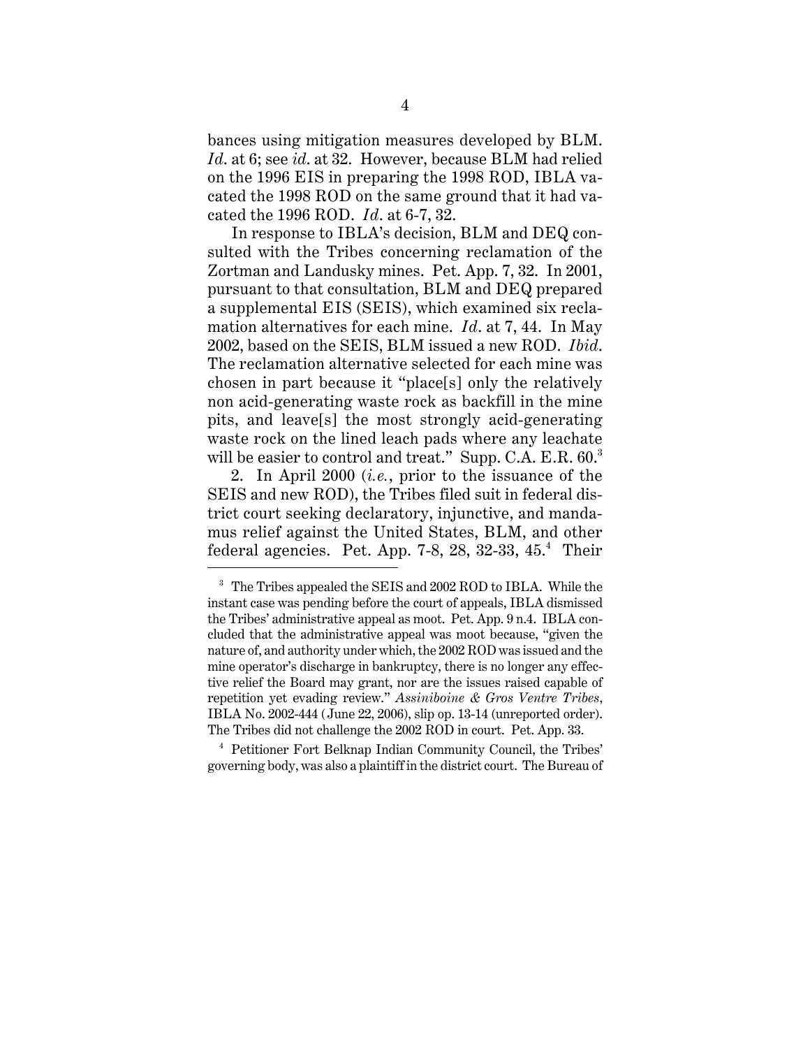bances using mitigation measures developed by BLM. *Id.* at 6; see *id.* at 32. However, because BLM had relied on the 1996 EIS in preparing the 1998 ROD, IBLA vacated the 1998 ROD on the same ground that it had vacated the 1996 ROD. *Id.* at 6-7, 32.

In response to IBLA's decision, BLM and DEQ consulted with the Tribes concerning reclamation of the Zortman and Landusky mines. Pet. App. 7, 32. In 2001, pursuant to that consultation, BLM and DEQ prepared a supplemental EIS (SEIS), which examined six reclamation alternatives for each mine. *Id.* at 7, 44. In May 2002, based on the SEIS, BLM issued a new ROD. *Ibid.* The reclamation alternative selected for each mine was chosen in part because it "place[s] only the relatively non acid-generating waste rock as backfill in the mine pits, and leave[s] the most strongly acid-generating waste rock on the lined leach pads where any leachate will be easier to control and treat." Supp. C.A. E.R. 60.[3]

2. In April 2000 (*i.e.*, prior to the issuance of the SEIS and new ROD), the Tribes filed suit in federal district court seeking declaratory, injunctive, and mandamus relief against the United States, BLM, and other federal agencies. Pet. App. 7-8, 28, 32-33, 45.[4] Their

---

[3] The Tribes appealed the SEIS and 2002 ROD to IBLA. While the instant case was pending before the court of appeals, IBLA dismissed the Tribes' administrative appeal as moot. Pet. App. 9 n.4. IBLA concluded that the administrative appeal was moot because, "given the nature of, and authority under which, the 2002 ROD was issued and the mine operator's discharge in bankruptcy, there is no longer any effective relief the Board may grant, nor are the issues raised capable of repetition yet evading review." *Assiniboine & Gros Ventre Tribes*, IBLA No. 2002-444 (June 22, 2006), slip op. 13-14 (unreported order). The Tribes did not challenge the 2002 ROD in court. Pet. App. 33.

[4] Petitioner Fort Belknap Indian Community Council, the Tribes' governing body, was also a plaintiff in the district court. The Bureau of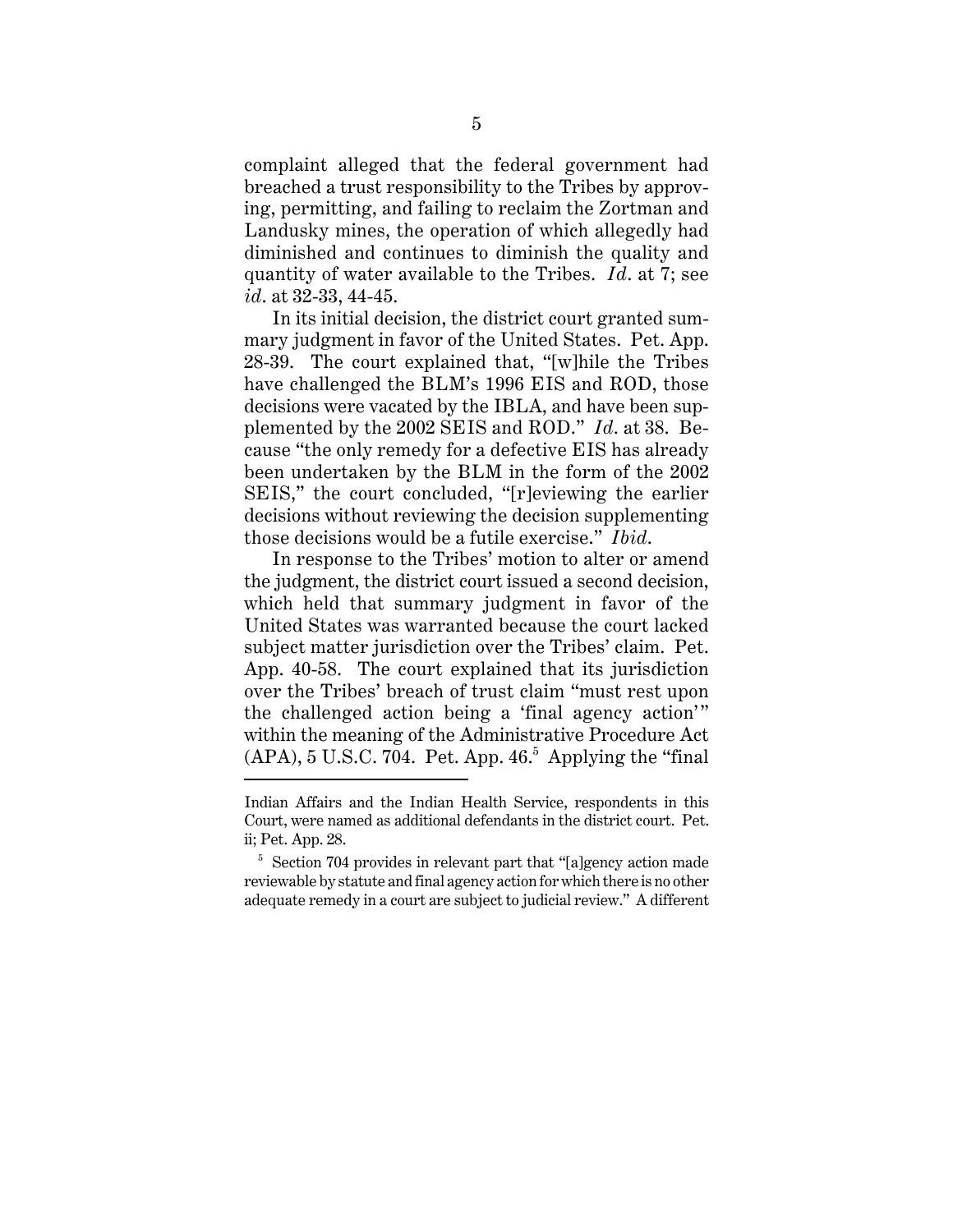complaint alleged that the federal government had breached a trust responsibility to the Tribes by approving, permitting, and failing to reclaim the Zortman and Landusky mines, the operation of which allegedly had diminished and continues to diminish the quality and quantity of water available to the Tribes. *Id*. at 7; see *id*. at 32-33, 44-45.

In its initial decision, the district court granted summary judgment in favor of the United States. Pet. App. 28-39. The court explained that, "[w]hile the Tribes have challenged the BLM's 1996 EIS and ROD, those decisions were vacated by the IBLA, and have been supplemented by the 2002 SEIS and ROD." *Id*. at 38. Because "the only remedy for a defective EIS has already been undertaken by the BLM in the form of the 2002 SEIS," the court concluded, "[r]eviewing the earlier decisions without reviewing the decision supplementing those decisions would be a futile exercise." *Ibid*.

In response to the Tribes' motion to alter or amend the judgment, the district court issued a second decision, which held that summary judgment in favor of the United States was warranted because the court lacked subject matter jurisdiction over the Tribes' claim. Pet. App. 40-58. The court explained that its jurisdiction over the Tribes' breach of trust claim "must rest upon the challenged action being a 'final agency action'" within the meaning of the Administrative Procedure Act (APA), 5 U.S.C. 704. Pet. App. 46.[5] Applying the "final

---

Indian Affairs and the Indian Health Service, respondents in this Court, were named as additional defendants in the district court. Pet. ii; Pet. App. 28.

[5] Section 704 provides in relevant part that "[a]gency action made reviewable by statute and final agency action for which there is no other adequate remedy in a court are subject to judicial review." A different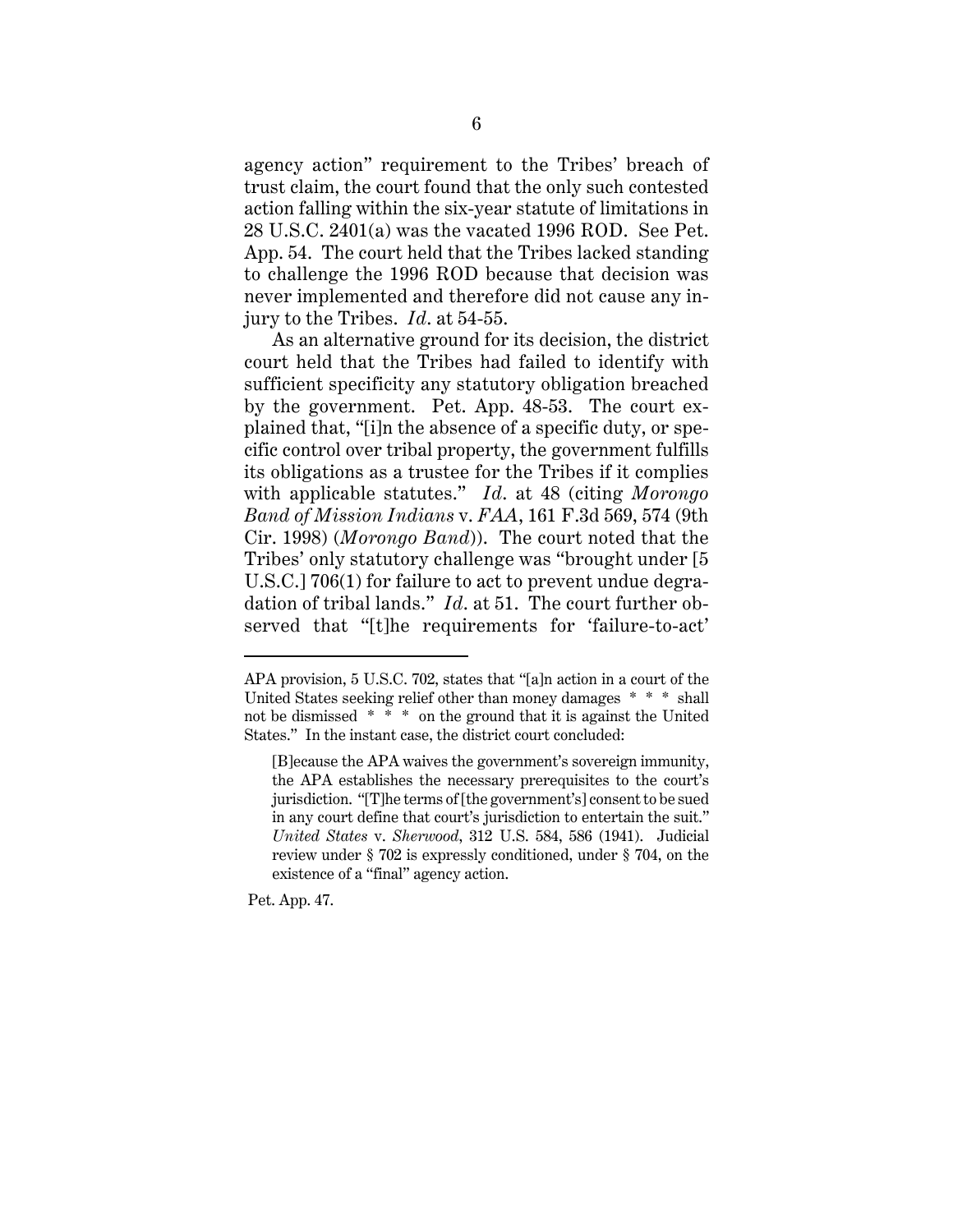agency action" requirement to the Tribes' breach of trust claim, the court found that the only such contested action falling within the six-year statute of limitations in 28 U.S.C. 2401(a) was the vacated 1996 ROD. See Pet. App. 54. The court held that the Tribes lacked standing to challenge the 1996 ROD because that decision was never implemented and therefore did not cause any injury to the Tribes. *Id*. at 54-55.

As an alternative ground for its decision, the district court held that the Tribes had failed to identify with sufficient specificity any statutory obligation breached by the government. Pet. App. 48-53. The court explained that, "[i]n the absence of a specific duty, or specific control over tribal property, the government fulfills its obligations as a trustee for the Tribes if it complies with applicable statutes." *Id*. at 48 (citing *Morongo Band of Mission Indians* v. *FAA*, 161 F.3d 569, 574 (9th Cir. 1998) (*Morongo Band*)). The court noted that the Tribes' only statutory challenge was "brought under [5 U.S.C.] 706(1) for failure to act to prevent undue degradation of tribal lands." *Id*. at 51. The court further observed that "[t]he requirements for 'failure-to-act'

---

APA provision, 5 U.S.C. 702, states that "[a]n action in a court of the United States seeking relief other than money damages * * * shall not be dismissed * * * on the ground that it is against the United States." In the instant case, the district court concluded:

> [B]ecause the APA waives the government's sovereign immunity, the APA establishes the necessary prerequisites to the court's jurisdiction. "[T]he terms of [the government's] consent to be sued in any court define that court's jurisdiction to entertain the suit." *United States* v. *Sherwood*, 312 U.S. 584, 586 (1941). Judicial review under § 702 is expressly conditioned, under § 704, on the existence of a "final" agency action.

Pet. App. 47.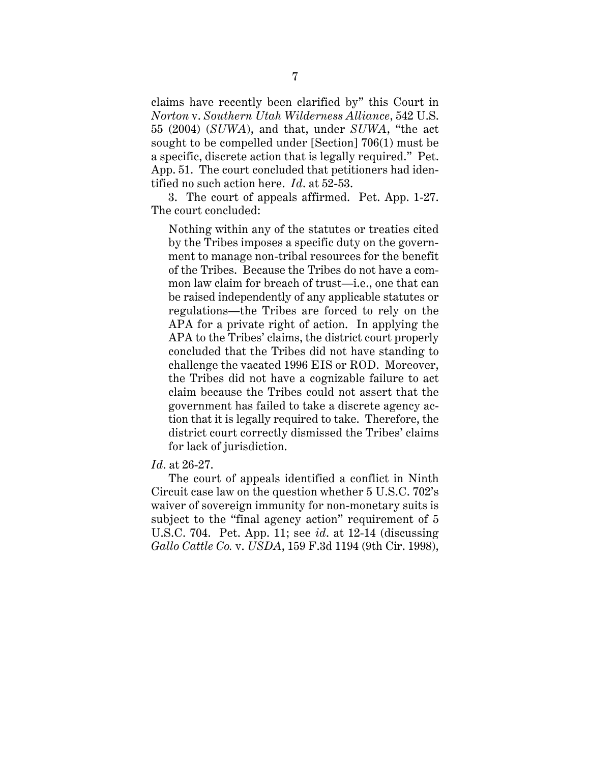claims have recently been clarified by" this Court in *Norton* v. *Southern Utah Wilderness Alliance*, 542 U.S. 55 (2004) (*SUWA*), and that, under *SUWA*, "the act sought to be compelled under [Section] 706(1) must be a specific, discrete action that is legally required." Pet. App. 51. The court concluded that petitioners had identified no such action here. *Id*. at 52-53.

3. The court of appeals affirmed. Pet. App. 1-27. The court concluded:

> Nothing within any of the statutes or treaties cited by the Tribes imposes a specific duty on the government to manage non-tribal resources for the benefit of the Tribes. Because the Tribes do not have a common law claim for breach of trust—i.e., one that can be raised independently of any applicable statutes or regulations—the Tribes are forced to rely on the APA for a private right of action. In applying the APA to the Tribes' claims, the district court properly concluded that the Tribes did not have standing to challenge the vacated 1996 EIS or ROD. Moreover, the Tribes did not have a cognizable failure to act claim because the Tribes could not assert that the government has failed to take a discrete agency action that it is legally required to take. Therefore, the district court correctly dismissed the Tribes' claims for lack of jurisdiction.

*Id*. at 26-27.

The court of appeals identified a conflict in Ninth Circuit case law on the question whether 5 U.S.C. 702's waiver of sovereign immunity for non-monetary suits is subject to the "final agency action" requirement of 5 U.S.C. 704. Pet. App. 11; see *id*. at 12-14 (discussing *Gallo Cattle Co.* v. *USDA*, 159 F.3d 1194 (9th Cir. 1998),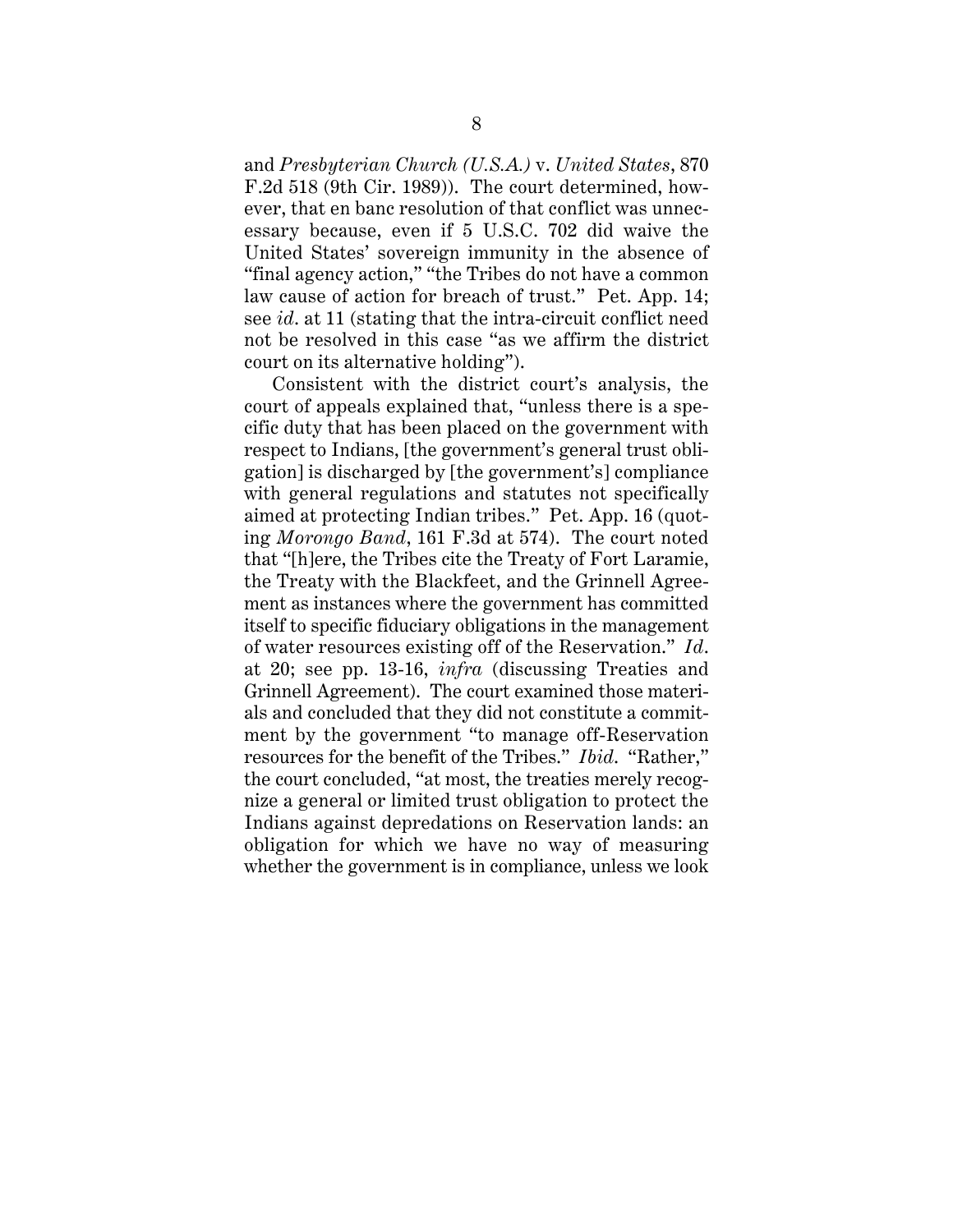and *Presbyterian Church (U.S.A.)* v. *United States*, 870 F.2d 518 (9th Cir. 1989)). The court determined, however, that en banc resolution of that conflict was unnecessary because, even if 5 U.S.C. 702 did waive the United States' sovereign immunity in the absence of "final agency action," "the Tribes do not have a common law cause of action for breach of trust." Pet. App. 14; see *id*. at 11 (stating that the intra-circuit conflict need not be resolved in this case "as we affirm the district court on its alternative holding").

Consistent with the district court's analysis, the court of appeals explained that, "unless there is a specific duty that has been placed on the government with respect to Indians, [the government's general trust obligation] is discharged by [the government's] compliance with general regulations and statutes not specifically aimed at protecting Indian tribes." Pet. App. 16 (quoting *Morongo Band*, 161 F.3d at 574). The court noted that "[h]ere, the Tribes cite the Treaty of Fort Laramie, the Treaty with the Blackfeet, and the Grinnell Agreement as instances where the government has committed itself to specific fiduciary obligations in the management of water resources existing off of the Reservation." *Id*. at 20; see pp. 13-16, *infra* (discussing Treaties and Grinnell Agreement). The court examined those materials and concluded that they did not constitute a commitment by the government "to manage off-Reservation resources for the benefit of the Tribes." *Ibid*. "Rather," the court concluded, "at most, the treaties merely recognize a general or limited trust obligation to protect the Indians against depredations on Reservation lands: an obligation for which we have no way of measuring whether the government is in compliance, unless we look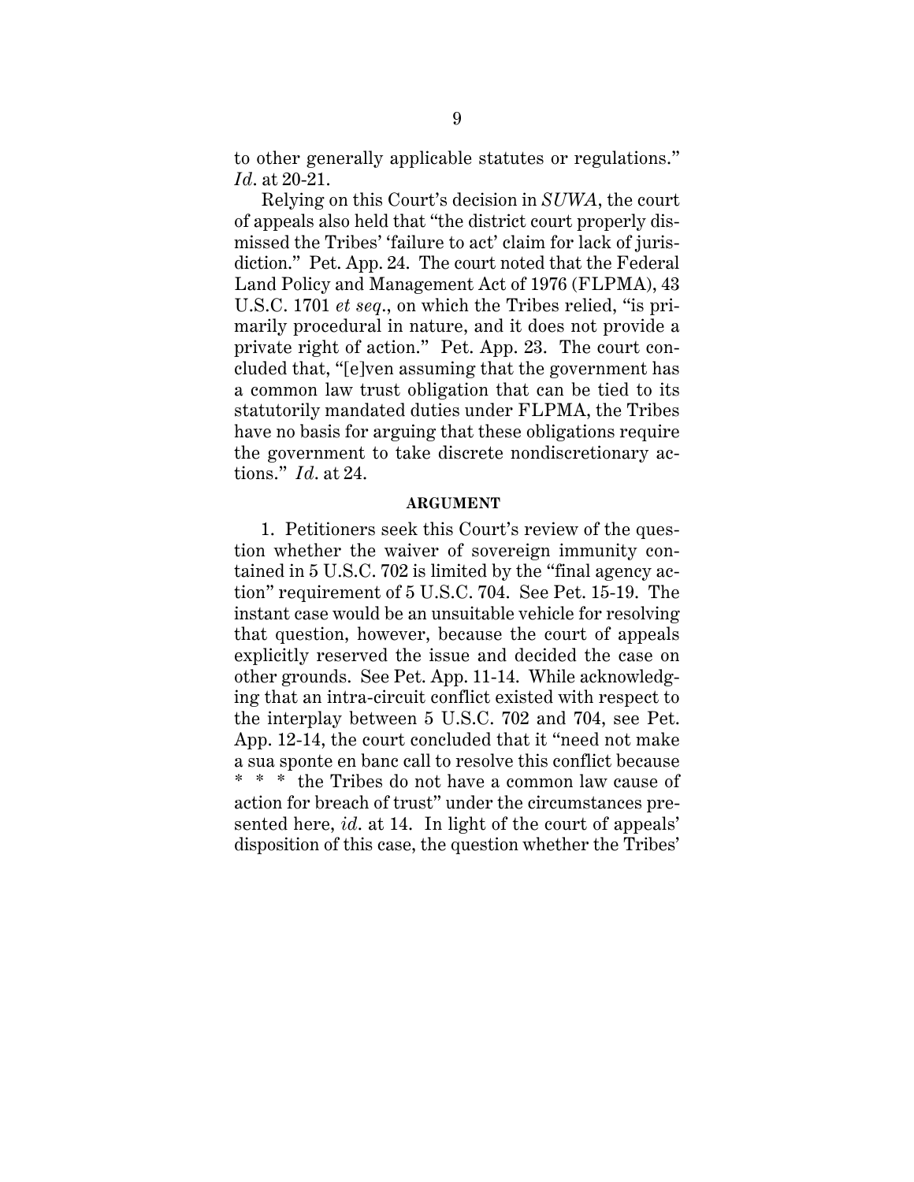to other generally applicable statutes or regulations." *Id.* at 20-21.

Relying on this Court's decision in *SUWA*, the court of appeals also held that "the district court properly dismissed the Tribes' 'failure to act' claim for lack of jurisdiction." Pet. App. 24. The court noted that the Federal Land Policy and Management Act of 1976 (FLPMA), 43 U.S.C. 1701 *et seq.*, on which the Tribes relied, "is primarily procedural in nature, and it does not provide a private right of action." Pet. App. 23. The court concluded that, "[e]ven assuming that the government has a common law trust obligation that can be tied to its statutorily mandated duties under FLPMA, the Tribes have no basis for arguing that these obligations require the government to take discrete nondiscretionary actions." *Id.* at 24.

## ARGUMENT

1. Petitioners seek this Court's review of the question whether the waiver of sovereign immunity contained in 5 U.S.C. 702 is limited by the "final agency action" requirement of 5 U.S.C. 704. See Pet. 15-19. The instant case would be an unsuitable vehicle for resolving that question, however, because the court of appeals explicitly reserved the issue and decided the case on other grounds. See Pet. App. 11-14. While acknowledging that an intra-circuit conflict existed with respect to the interplay between 5 U.S.C. 702 and 704, see Pet. App. 12-14, the court concluded that it "need not make a sua sponte en banc call to resolve this conflict because * * * the Tribes do not have a common law cause of action for breach of trust" under the circumstances presented here, *id.* at 14. In light of the court of appeals' disposition of this case, the question whether the Tribes'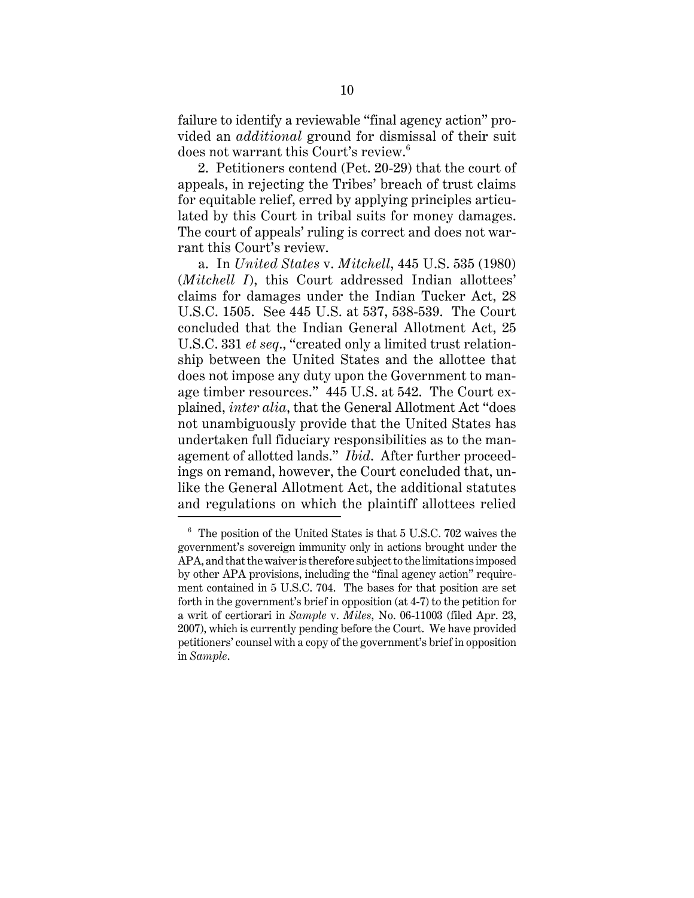failure to identify a reviewable "final agency action" provided an *additional* ground for dismissal of their suit does not warrant this Court's review.[6]

2. Petitioners contend (Pet. 20-29) that the court of appeals, in rejecting the Tribes' breach of trust claims for equitable relief, erred by applying principles articulated by this Court in tribal suits for money damages. The court of appeals' ruling is correct and does not warrant this Court's review.

a. In *United States* v. *Mitchell*, 445 U.S. 535 (1980) (*Mitchell I*), this Court addressed Indian allottees' claims for damages under the Indian Tucker Act, 28 U.S.C. 1505. See 445 U.S. at 537, 538-539. The Court concluded that the Indian General Allotment Act, 25 U.S.C. 331 *et seq.*, "created only a limited trust relationship between the United States and the allottee that does not impose any duty upon the Government to manage timber resources." 445 U.S. at 542. The Court explained, *inter alia*, that the General Allotment Act "does not unambiguously provide that the United States has undertaken full fiduciary responsibilities as to the management of allotted lands." *Ibid.* After further proceedings on remand, however, the Court concluded that, unlike the General Allotment Act, the additional statutes and regulations on which the plaintiff allottees relied

[6] The position of the United States is that 5 U.S.C. 702 waives the government's sovereign immunity only in actions brought under the APA, and that the waiver is therefore subject to the limitations imposed by other APA provisions, including the "final agency action" requirement contained in 5 U.S.C. 704. The bases for that position are set forth in the government's brief in opposition (at 4-7) to the petition for a writ of certiorari in *Sample* v. *Miles*, No. 06-11003 (filed Apr. 23, 2007), which is currently pending before the Court. We have provided petitioners' counsel with a copy of the government's brief in opposition in *Sample*.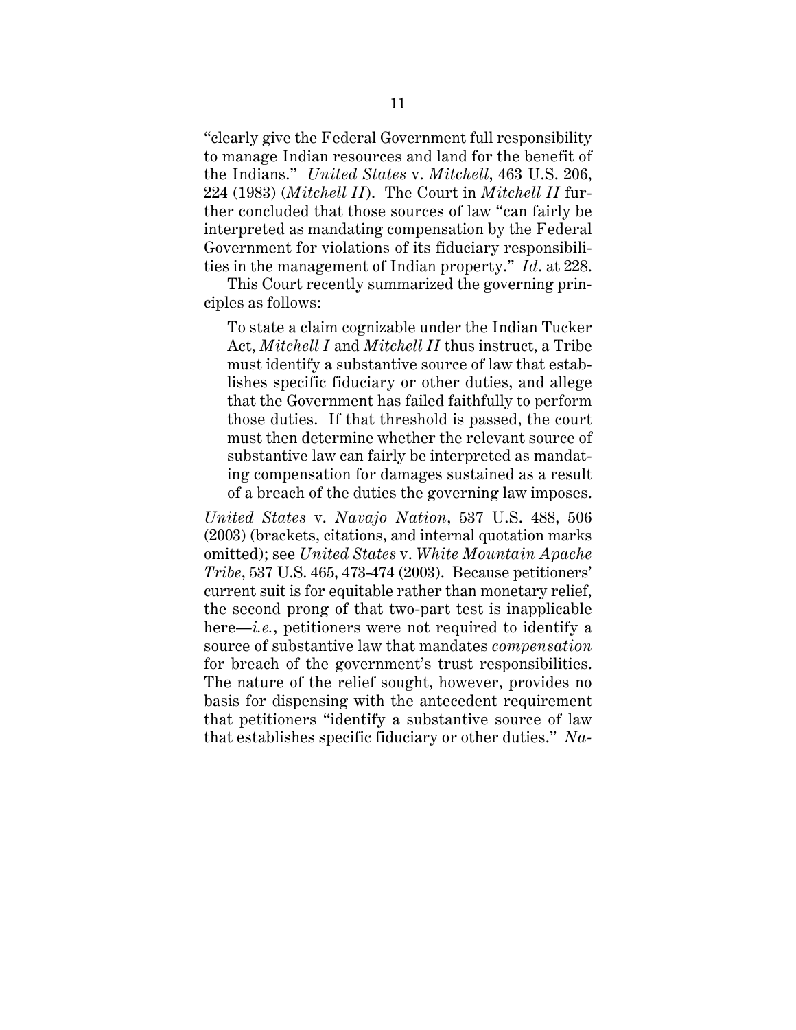"clearly give the Federal Government full responsibility to manage Indian resources and land for the benefit of the Indians." *United States* v. *Mitchell*, 463 U.S. 206, 224 (1983) (*Mitchell II*). The Court in *Mitchell II* further concluded that those sources of law "can fairly be interpreted as mandating compensation by the Federal Government for violations of its fiduciary responsibilities in the management of Indian property." *Id*. at 228.

This Court recently summarized the governing principles as follows:

> To state a claim cognizable under the Indian Tucker Act, *Mitchell I* and *Mitchell II* thus instruct, a Tribe must identify a substantive source of law that establishes specific fiduciary or other duties, and allege that the Government has failed faithfully to perform those duties. If that threshold is passed, the court must then determine whether the relevant source of substantive law can fairly be interpreted as mandating compensation for damages sustained as a result of a breach of the duties the governing law imposes.

*United States* v. *Navajo Nation*, 537 U.S. 488, 506 (2003) (brackets, citations, and internal quotation marks omitted); see *United States* v. *White Mountain Apache Tribe*, 537 U.S. 465, 473-474 (2003). Because petitioners' current suit is for equitable rather than monetary relief, the second prong of that two-part test is inapplicable here—*i.e.*, petitioners were not required to identify a source of substantive law that mandates *compensation* for breach of the government's trust responsibilities. The nature of the relief sought, however, provides no basis for dispensing with the antecedent requirement that petitioners "identify a substantive source of law that establishes specific fiduciary or other duties." *Na-*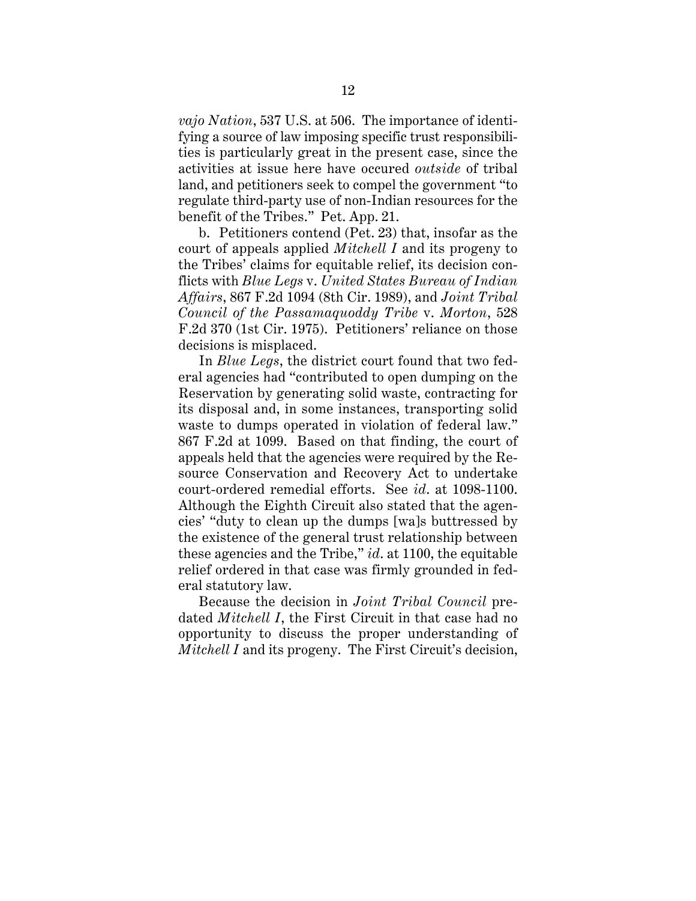*vajo Nation*, 537 U.S. at 506. The importance of identifying a source of law imposing specific trust responsibilities is particularly great in the present case, since the activities at issue here have occured *outside* of tribal land, and petitioners seek to compel the government "to regulate third-party use of non-Indian resources for the benefit of the Tribes." Pet. App. 21.

b. Petitioners contend (Pet. 23) that, insofar as the court of appeals applied *Mitchell I* and its progeny to the Tribes' claims for equitable relief, its decision conflicts with *Blue Legs* v. *United States Bureau of Indian Affairs*, 867 F.2d 1094 (8th Cir. 1989), and *Joint Tribal Council of the Passamaquoddy Tribe* v. *Morton*, 528 F.2d 370 (1st Cir. 1975). Petitioners' reliance on those decisions is misplaced.

In *Blue Legs*, the district court found that two federal agencies had "contributed to open dumping on the Reservation by generating solid waste, contracting for its disposal and, in some instances, transporting solid waste to dumps operated in violation of federal law." 867 F.2d at 1099. Based on that finding, the court of appeals held that the agencies were required by the Resource Conservation and Recovery Act to undertake court-ordered remedial efforts. See *id*. at 1098-1100. Although the Eighth Circuit also stated that the agencies' "duty to clean up the dumps [wa]s buttressed by the existence of the general trust relationship between these agencies and the Tribe," *id*. at 1100, the equitable relief ordered in that case was firmly grounded in federal statutory law.

Because the decision in *Joint Tribal Council* predated *Mitchell I*, the First Circuit in that case had no opportunity to discuss the proper understanding of *Mitchell I* and its progeny. The First Circuit's decision,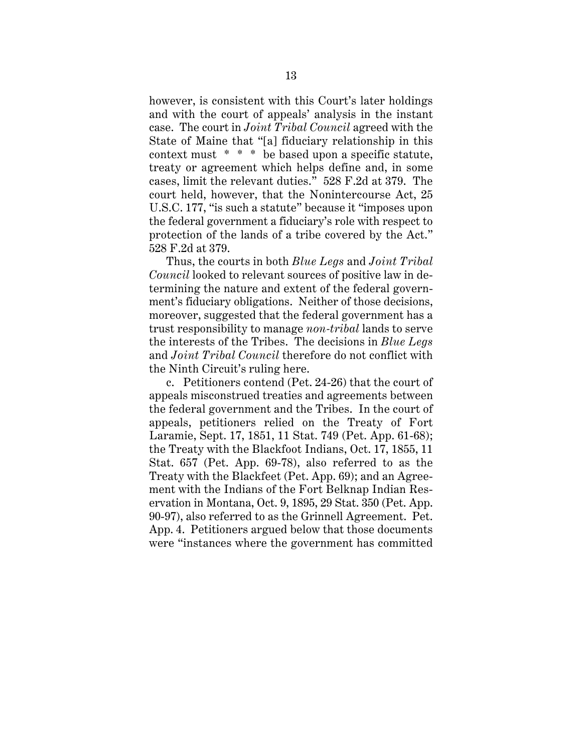however, is consistent with this Court's later holdings and with the court of appeals' analysis in the instant case. The court in *Joint Tribal Council* agreed with the State of Maine that "[a] fiduciary relationship in this context must * * * be based upon a specific statute, treaty or agreement which helps define and, in some cases, limit the relevant duties." 528 F.2d at 379. The court held, however, that the Nonintercourse Act, 25 U.S.C. 177, "is such a statute" because it "imposes upon the federal government a fiduciary's role with respect to protection of the lands of a tribe covered by the Act." 528 F.2d at 379.

Thus, the courts in both *Blue Legs* and *Joint Tribal Council* looked to relevant sources of positive law in determining the nature and extent of the federal government's fiduciary obligations. Neither of those decisions, moreover, suggested that the federal government has a trust responsibility to manage *non-tribal* lands to serve the interests of the Tribes. The decisions in *Blue Legs* and *Joint Tribal Council* therefore do not conflict with the Ninth Circuit's ruling here.

c. Petitioners contend (Pet. 24-26) that the court of appeals misconstrued treaties and agreements between the federal government and the Tribes. In the court of appeals, petitioners relied on the Treaty of Fort Laramie, Sept. 17, 1851, 11 Stat. 749 (Pet. App. 61-68); the Treaty with the Blackfoot Indians, Oct. 17, 1855, 11 Stat. 657 (Pet. App. 69-78), also referred to as the Treaty with the Blackfeet (Pet. App. 69); and an Agreement with the Indians of the Fort Belknap Indian Reservation in Montana, Oct. 9, 1895, 29 Stat. 350 (Pet. App. 90-97), also referred to as the Grinnell Agreement. Pet. App. 4. Petitioners argued below that those documents were "instances where the government has committed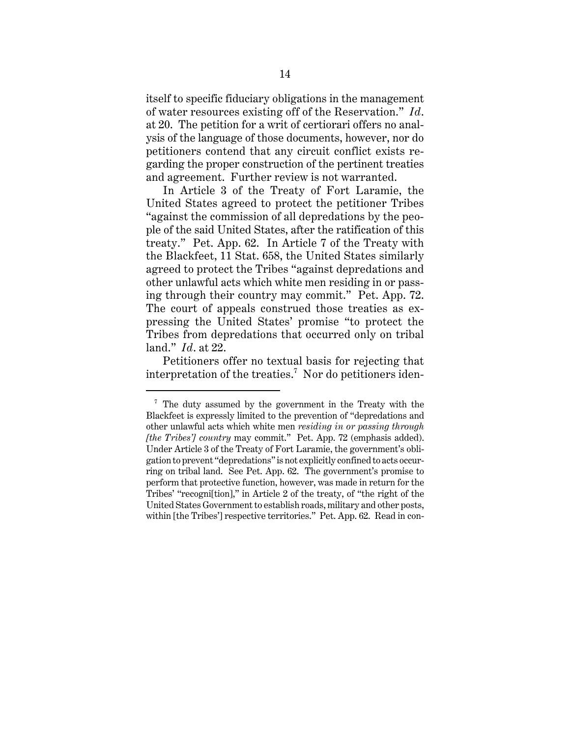itself to specific fiduciary obligations in the management of water resources existing off of the Reservation." *Id*. at 20. The petition for a writ of certiorari offers no analysis of the language of those documents, however, nor do petitioners contend that any circuit conflict exists regarding the proper construction of the pertinent treaties and agreement. Further review is not warranted.

In Article 3 of the Treaty of Fort Laramie, the United States agreed to protect the petitioner Tribes "against the commission of all depredations by the people of the said United States, after the ratification of this treaty." Pet. App. 62. In Article 7 of the Treaty with the Blackfeet, 11 Stat. 658, the United States similarly agreed to protect the Tribes "against depredations and other unlawful acts which white men residing in or passing through their country may commit." Pet. App. 72. The court of appeals construed those treaties as expressing the United States' promise "to protect the Tribes from depredations that occurred only on tribal land." *Id*. at 22.

Petitioners offer no textual basis for rejecting that interpretation of the treaties.[7] Nor do petitioners iden-

[7] The duty assumed by the government in the Treaty with the Blackfeet is expressly limited to the prevention of "depredations and other unlawful acts which white men *residing in or passing through [the Tribes'] country* may commit." Pet. App. 72 (emphasis added). Under Article 3 of the Treaty of Fort Laramie, the government's obligation to prevent "depredations" is not explicitly confined to acts occurring on tribal land. See Pet. App. 62. The government's promise to perform that protective function, however, was made in return for the Tribes' "recogni[tion]," in Article 2 of the treaty, of "the right of the United States Government to establish roads, military and other posts, within [the Tribes'] respective territories." Pet. App. 62. Read in con-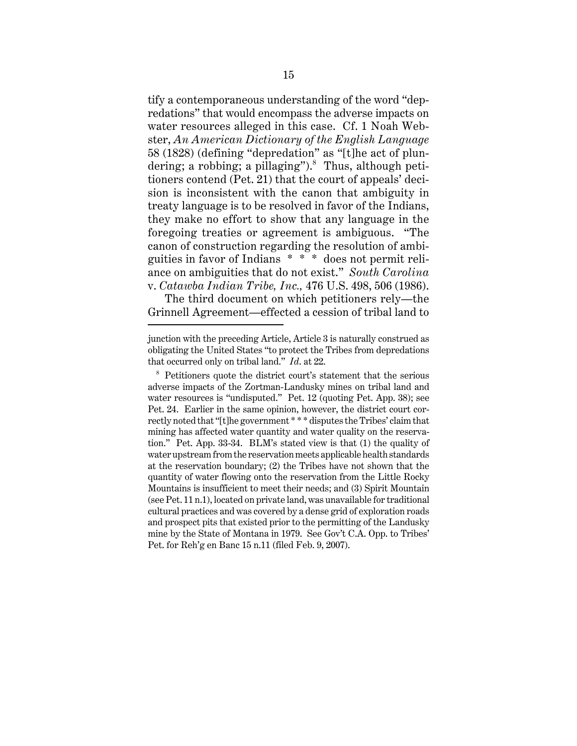tify a contemporaneous understanding of the word "depredations" that would encompass the adverse impacts on water resources alleged in this case. Cf. 1 Noah Webster, *An American Dictionary of the English Language* 58 (1828) (defining "depredation" as "[t]he act of plundering; a robbing; a pillaging").[8] Thus, although petitioners contend (Pet. 21) that the court of appeals' decision is inconsistent with the canon that ambiguity in treaty language is to be resolved in favor of the Indians, they make no effort to show that any language in the foregoing treaties or agreement is ambiguous. "The canon of construction regarding the resolution of ambiguities in favor of Indians * * * does not permit reliance on ambiguities that do not exist." *South Carolina* v. *Catawba Indian Tribe, Inc.*, 476 U.S. 498, 506 (1986).

The third document on which petitioners rely—the Grinnell Agreement—effected a cession of tribal land to

---

junction with the preceding Article, Article 3 is naturally construed as obligating the United States "to protect the Tribes from depredations that occurred only on tribal land." *Id.* at 22.

[8] Petitioners quote the district court's statement that the serious adverse impacts of the Zortman-Landusky mines on tribal land and water resources is "undisputed." Pet. 12 (quoting Pet. App. 38); see Pet. 24. Earlier in the same opinion, however, the district court correctly noted that "[t]he government * * * disputes the Tribes' claim that mining has affected water quantity and water quality on the reservation." Pet. App. 33-34. BLM's stated view is that (1) the quality of water upstream from the reservation meets applicable health standards at the reservation boundary; (2) the Tribes have not shown that the quantity of water flowing onto the reservation from the Little Rocky Mountains is insufficient to meet their needs; and (3) Spirit Mountain (see Pet. 11 n.1), located on private land, was unavailable for traditional cultural practices and was covered by a dense grid of exploration roads and prospect pits that existed prior to the permitting of the Landusky mine by the State of Montana in 1979. See Gov't C.A. Opp. to Tribes' Pet. for Reh'g en Banc 15 n.11 (filed Feb. 9, 2007).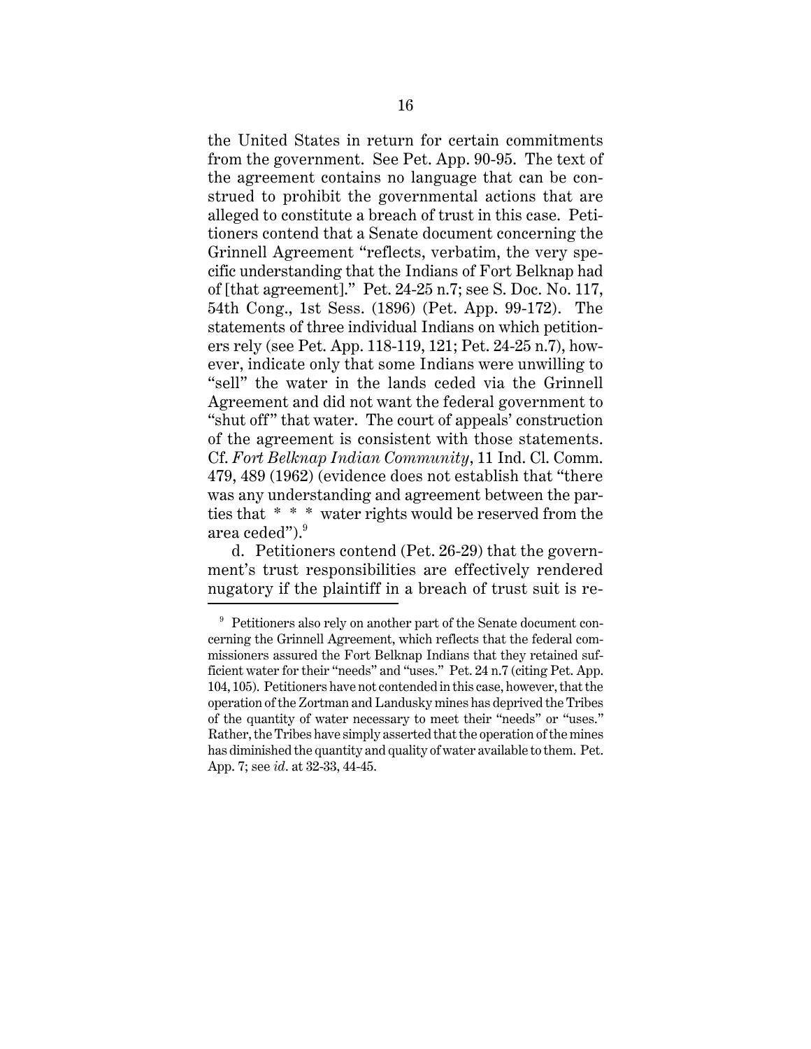the United States in return for certain commitments from the government. See Pet. App. 90-95. The text of the agreement contains no language that can be construed to prohibit the governmental actions that are alleged to constitute a breach of trust in this case. Petitioners contend that a Senate document concerning the Grinnell Agreement "reflects, verbatim, the very specific understanding that the Indians of Fort Belknap had of [that agreement]." Pet. 24-25 n.7; see S. Doc. No. 117, 54th Cong., 1st Sess. (1896) (Pet. App. 99-172). The statements of three individual Indians on which petitioners rely (see Pet. App. 118-119, 121; Pet. 24-25 n.7), however, indicate only that some Indians were unwilling to "sell" the water in the lands ceded via the Grinnell Agreement and did not want the federal government to "shut off" that water. The court of appeals' construction of the agreement is consistent with those statements. Cf. *Fort Belknap Indian Community*, 11 Ind. Cl. Comm. 479, 489 (1962) (evidence does not establish that "there was any understanding and agreement between the parties that * * * water rights would be reserved from the area ceded").[9]

d. Petitioners contend (Pet. 26-29) that the government's trust responsibilities are effectively rendered nugatory if the plaintiff in a breach of trust suit is re-

---

[9] Petitioners also rely on another part of the Senate document concerning the Grinnell Agreement, which reflects that the federal commissioners assured the Fort Belknap Indians that they retained sufficient water for their "needs" and "uses." Pet. 24 n.7 (citing Pet. App. 104, 105). Petitioners have not contended in this case, however, that the operation of the Zortman and Landusky mines has deprived the Tribes of the quantity of water necessary to meet their "needs" or "uses." Rather, the Tribes have simply asserted that the operation of the mines has diminished the quantity and quality of water available to them. Pet. App. 7; see *id*. at 32-33, 44-45.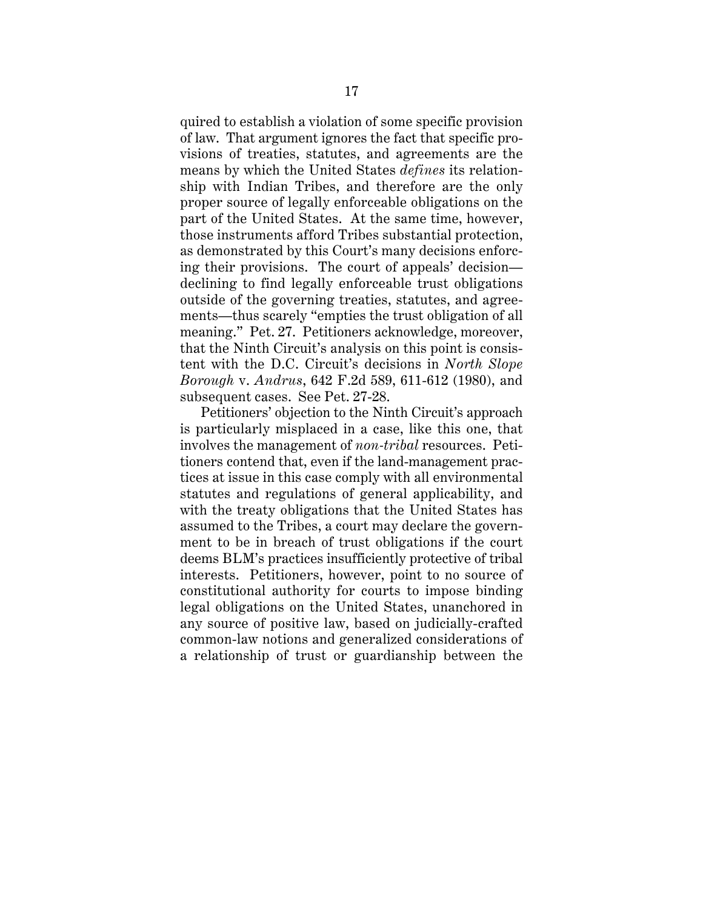quired to establish a violation of some specific provision of law. That argument ignores the fact that specific provisions of treaties, statutes, and agreements are the means by which the United States *defines* its relationship with Indian Tribes, and therefore are the only proper source of legally enforceable obligations on the part of the United States. At the same time, however, those instruments afford Tribes substantial protection, as demonstrated by this Court's many decisions enforcing their provisions. The court of appeals' decision—declining to find legally enforceable trust obligations outside of the governing treaties, statutes, and agreements—thus scarely "empties the trust obligation of all meaning." Pet. 27. Petitioners acknowledge, moreover, that the Ninth Circuit's analysis on this point is consistent with the D.C. Circuit's decisions in *North Slope Borough* v. *Andrus*, 642 F.2d 589, 611-612 (1980), and subsequent cases. See Pet. 27-28.

Petitioners' objection to the Ninth Circuit's approach is particularly misplaced in a case, like this one, that involves the management of *non-tribal* resources. Petitioners contend that, even if the land-management practices at issue in this case comply with all environmental statutes and regulations of general applicability, and with the treaty obligations that the United States has assumed to the Tribes, a court may declare the government to be in breach of trust obligations if the court deems BLM's practices insufficiently protective of tribal interests. Petitioners, however, point to no source of constitutional authority for courts to impose binding legal obligations on the United States, unanchored in any source of positive law, based on judicially-crafted common-law notions and generalized considerations of a relationship of trust or guardianship between the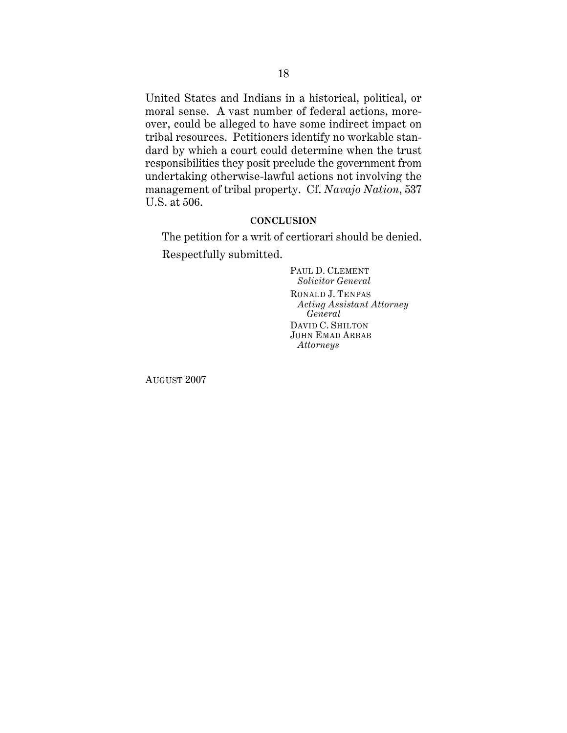United States and Indians in a historical, political, or moral sense. A vast number of federal actions, moreover, could be alleged to have some indirect impact on tribal resources. Petitioners identify no workable standard by which a court could determine when the trust responsibilities they posit preclude the government from undertaking otherwise-lawful actions not involving the management of tribal property. Cf. *Navajo Nation*, 537 U.S. at 506.

## CONCLUSION

The petition for a writ of certiorari should be denied.

Respectfully submitted.

PAUL D. CLEMENT
*Solicitor General*

RONALD J. TENPAS
*Acting Assistant Attorney General*

DAVID C. SHILTON
JOHN EMAD ARBAB
*Attorneys*

AUGUST 2007